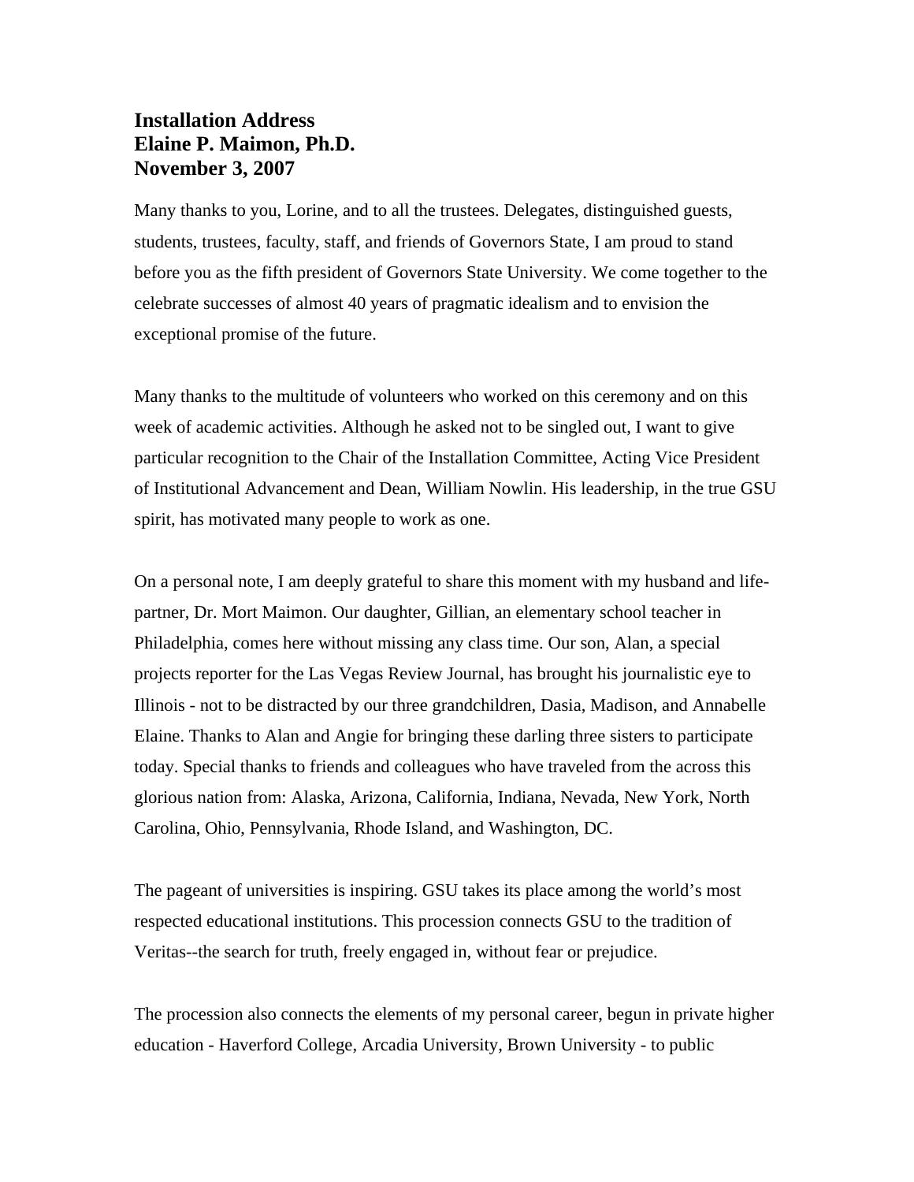**Installation Address**
**Elaine P. Maimon, Ph.D.**
**November 3, 2007**

Many thanks to you, Lorine, and to all the trustees. Delegates, distinguished guests, students, trustees, faculty, staff, and friends of Governors State, I am proud to stand before you as the fifth president of Governors State University. We come together to the celebrate successes of almost 40 years of pragmatic idealism and to envision the exceptional promise of the future.

Many thanks to the multitude of volunteers who worked on this ceremony and on this week of academic activities. Although he asked not to be singled out, I want to give particular recognition to the Chair of the Installation Committee, Acting Vice President of Institutional Advancement and Dean, William Nowlin. His leadership, in the true GSU spirit, has motivated many people to work as one.

On a personal note, I am deeply grateful to share this moment with my husband and life-partner, Dr. Mort Maimon. Our daughter, Gillian, an elementary school teacher in Philadelphia, comes here without missing any class time. Our son, Alan, a special projects reporter for the Las Vegas Review Journal, has brought his journalistic eye to Illinois - not to be distracted by our three grandchildren, Dasia, Madison, and Annabelle Elaine. Thanks to Alan and Angie for bringing these darling three sisters to participate today. Special thanks to friends and colleagues who have traveled from the across this glorious nation from: Alaska, Arizona, California, Indiana, Nevada, New York, North Carolina, Ohio, Pennsylvania, Rhode Island, and Washington, DC.

The pageant of universities is inspiring. GSU takes its place among the world's most respected educational institutions. This procession connects GSU to the tradition of Veritas--the search for truth, freely engaged in, without fear or prejudice.

The procession also connects the elements of my personal career, begun in private higher education - Haverford College, Arcadia University, Brown University - to public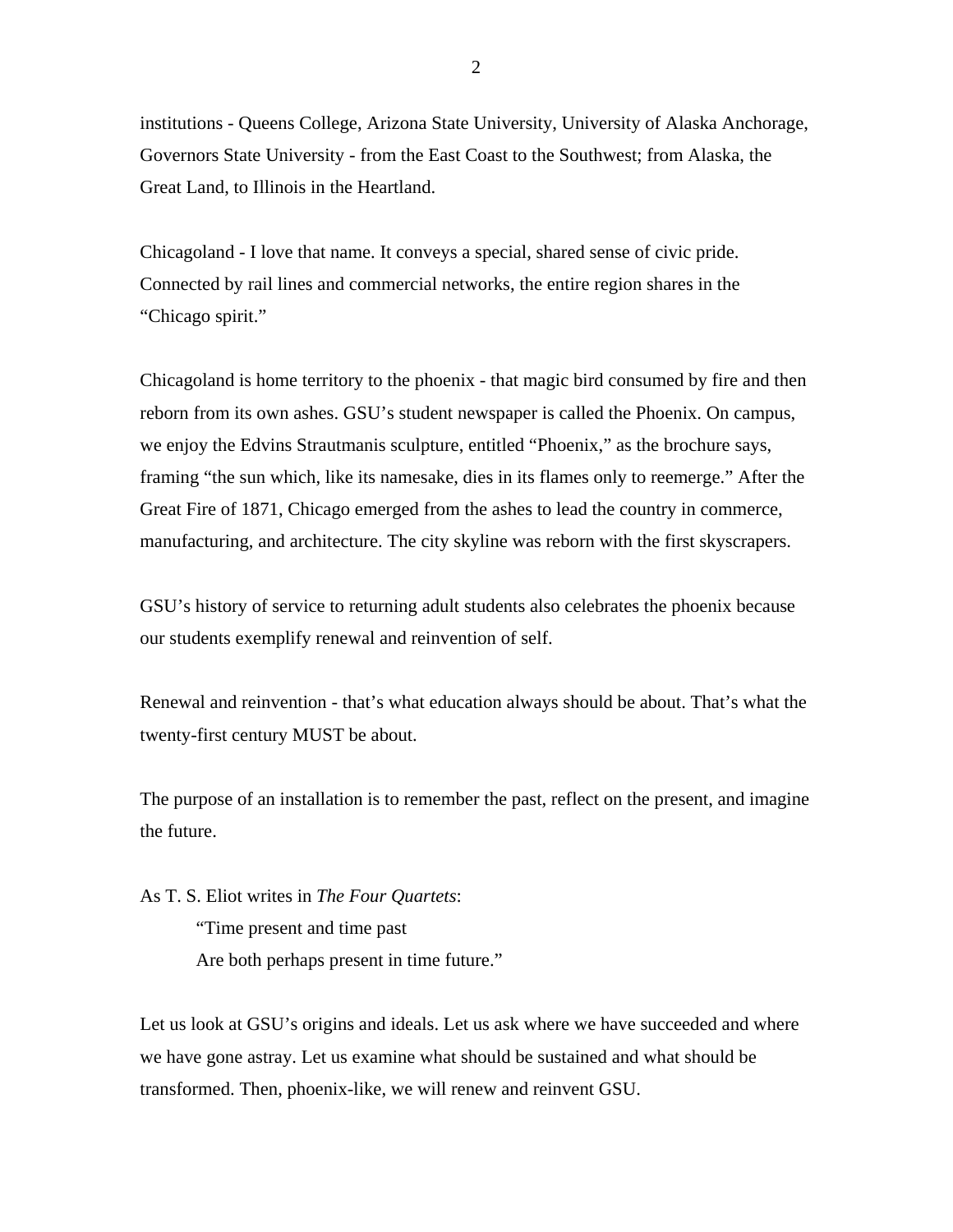institutions - Queens College, Arizona State University, University of Alaska Anchorage, Governors State University - from the East Coast to the Southwest; from Alaska, the Great Land, to Illinois in the Heartland.

Chicagoland - I love that name. It conveys a special, shared sense of civic pride. Connected by rail lines and commercial networks, the entire region shares in the "Chicago spirit."

Chicagoland is home territory to the phoenix - that magic bird consumed by fire and then reborn from its own ashes. GSU's student newspaper is called the Phoenix. On campus, we enjoy the Edvins Strautmanis sculpture, entitled "Phoenix," as the brochure says, framing "the sun which, like its namesake, dies in its flames only to reemerge." After the Great Fire of 1871, Chicago emerged from the ashes to lead the country in commerce, manufacturing, and architecture. The city skyline was reborn with the first skyscrapers.

GSU's history of service to returning adult students also celebrates the phoenix because our students exemplify renewal and reinvention of self.

Renewal and reinvention - that's what education always should be about. That's what the twenty-first century MUST be about.

The purpose of an installation is to remember the past, reflect on the present, and imagine the future.

As T. S. Eliot writes in *The Four Quartets*:

> "Time present and time past
> Are both perhaps present in time future."

Let us look at GSU's origins and ideals. Let us ask where we have succeeded and where we have gone astray. Let us examine what should be sustained and what should be transformed. Then, phoenix-like, we will renew and reinvent GSU.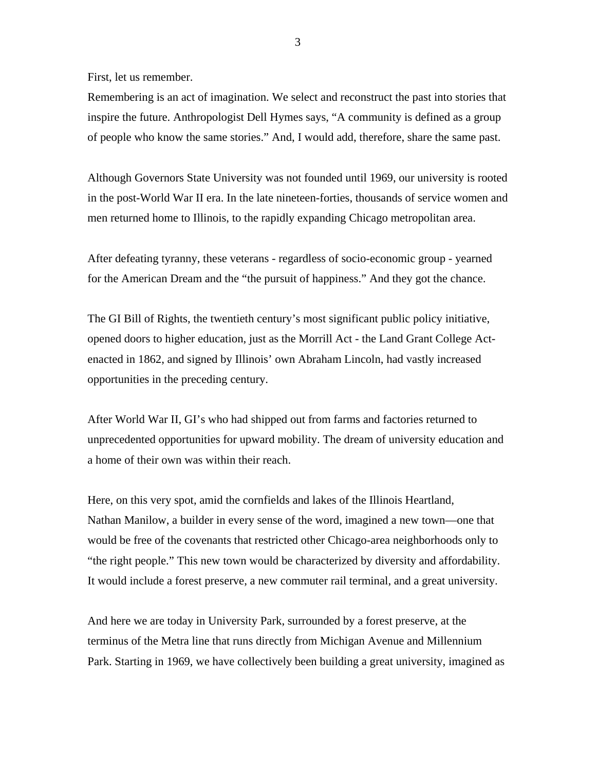First, let us remember.

Remembering is an act of imagination. We select and reconstruct the past into stories that inspire the future. Anthropologist Dell Hymes says, "A community is defined as a group of people who know the same stories." And, I would add, therefore, share the same past.

Although Governors State University was not founded until 1969, our university is rooted in the post-World War II era. In the late nineteen-forties, thousands of service women and men returned home to Illinois, to the rapidly expanding Chicago metropolitan area.

After defeating tyranny, these veterans - regardless of socio-economic group - yearned for the American Dream and the "the pursuit of happiness." And they got the chance.

The GI Bill of Rights, the twentieth century's most significant public policy initiative, opened doors to higher education, just as the Morrill Act - the Land Grant College Act- enacted in 1862, and signed by Illinois' own Abraham Lincoln, had vastly increased opportunities in the preceding century.

After World War II, GI's who had shipped out from farms and factories returned to unprecedented opportunities for upward mobility. The dream of university education and a home of their own was within their reach.

Here, on this very spot, amid the cornfields and lakes of the Illinois Heartland, Nathan Manilow, a builder in every sense of the word, imagined a new town—one that would be free of the covenants that restricted other Chicago-area neighborhoods only to "the right people." This new town would be characterized by diversity and affordability. It would include a forest preserve, a new commuter rail terminal, and a great university.

And here we are today in University Park, surrounded by a forest preserve, at the terminus of the Metra line that runs directly from Michigan Avenue and Millennium Park. Starting in 1969, we have collectively been building a great university, imagined as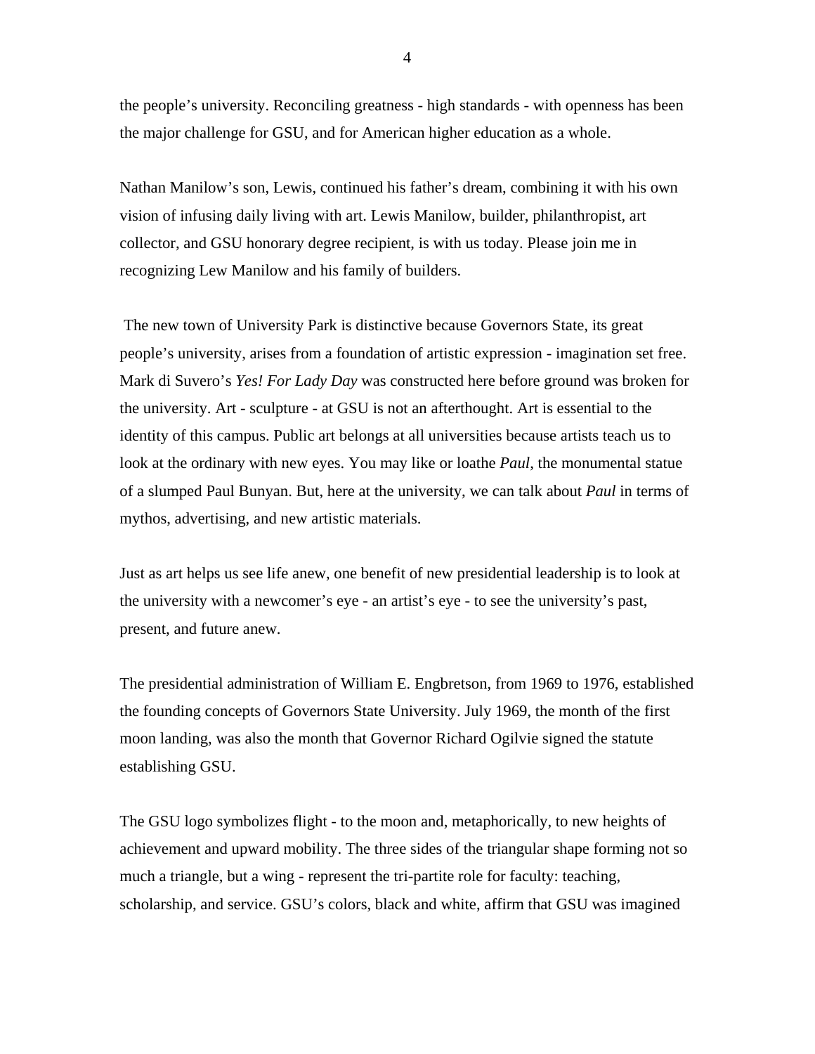the people's university. Reconciling greatness - high standards - with openness has been the major challenge for GSU, and for American higher education as a whole.

Nathan Manilow's son, Lewis, continued his father's dream, combining it with his own vision of infusing daily living with art. Lewis Manilow, builder, philanthropist, art collector, and GSU honorary degree recipient, is with us today. Please join me in recognizing Lew Manilow and his family of builders.

The new town of University Park is distinctive because Governors State, its great people's university, arises from a foundation of artistic expression - imagination set free. Mark di Suvero's *Yes! For Lady Day* was constructed here before ground was broken for the university. Art - sculpture - at GSU is not an afterthought. Art is essential to the identity of this campus. Public art belongs at all universities because artists teach us to look at the ordinary with new eyes. You may like or loathe *Paul*, the monumental statue of a slumped Paul Bunyan. But, here at the university, we can talk about *Paul* in terms of mythos, advertising, and new artistic materials.

Just as art helps us see life anew, one benefit of new presidential leadership is to look at the university with a newcomer's eye - an artist's eye - to see the university's past, present, and future anew.

The presidential administration of William E. Engbretson, from 1969 to 1976, established the founding concepts of Governors State University. July 1969, the month of the first moon landing, was also the month that Governor Richard Ogilvie signed the statute establishing GSU.

The GSU logo symbolizes flight - to the moon and, metaphorically, to new heights of achievement and upward mobility. The three sides of the triangular shape forming not so much a triangle, but a wing - represent the tri-partite role for faculty: teaching, scholarship, and service. GSU's colors, black and white, affirm that GSU was imagined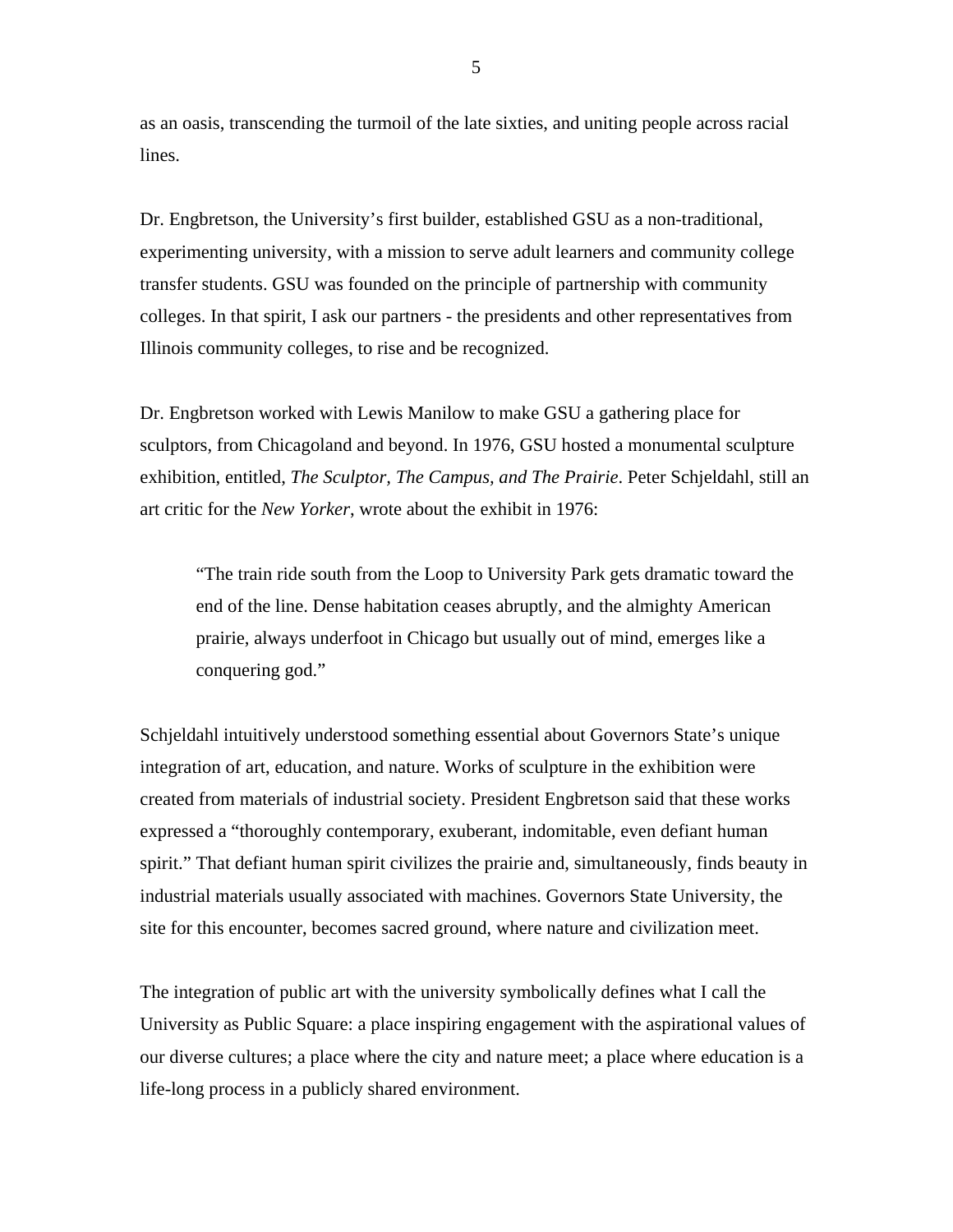as an oasis, transcending the turmoil of the late sixties, and uniting people across racial lines.

Dr. Engbretson, the University's first builder, established GSU as a non-traditional, experimenting university, with a mission to serve adult learners and community college transfer students. GSU was founded on the principle of partnership with community colleges. In that spirit, I ask our partners - the presidents and other representatives from Illinois community colleges, to rise and be recognized.

Dr. Engbretson worked with Lewis Manilow to make GSU a gathering place for sculptors, from Chicagoland and beyond. In 1976, GSU hosted a monumental sculpture exhibition, entitled, *The Sculptor, The Campus, and The Prairie*. Peter Schjeldahl, still an art critic for the *New Yorker*, wrote about the exhibit in 1976:

> "The train ride south from the Loop to University Park gets dramatic toward the end of the line. Dense habitation ceases abruptly, and the almighty American prairie, always underfoot in Chicago but usually out of mind, emerges like a conquering god."

Schjeldahl intuitively understood something essential about Governors State's unique integration of art, education, and nature. Works of sculpture in the exhibition were created from materials of industrial society. President Engbretson said that these works expressed a "thoroughly contemporary, exuberant, indomitable, even defiant human spirit." That defiant human spirit civilizes the prairie and, simultaneously, finds beauty in industrial materials usually associated with machines. Governors State University, the site for this encounter, becomes sacred ground, where nature and civilization meet.

The integration of public art with the university symbolically defines what I call the University as Public Square: a place inspiring engagement with the aspirational values of our diverse cultures; a place where the city and nature meet; a place where education is a life-long process in a publicly shared environment.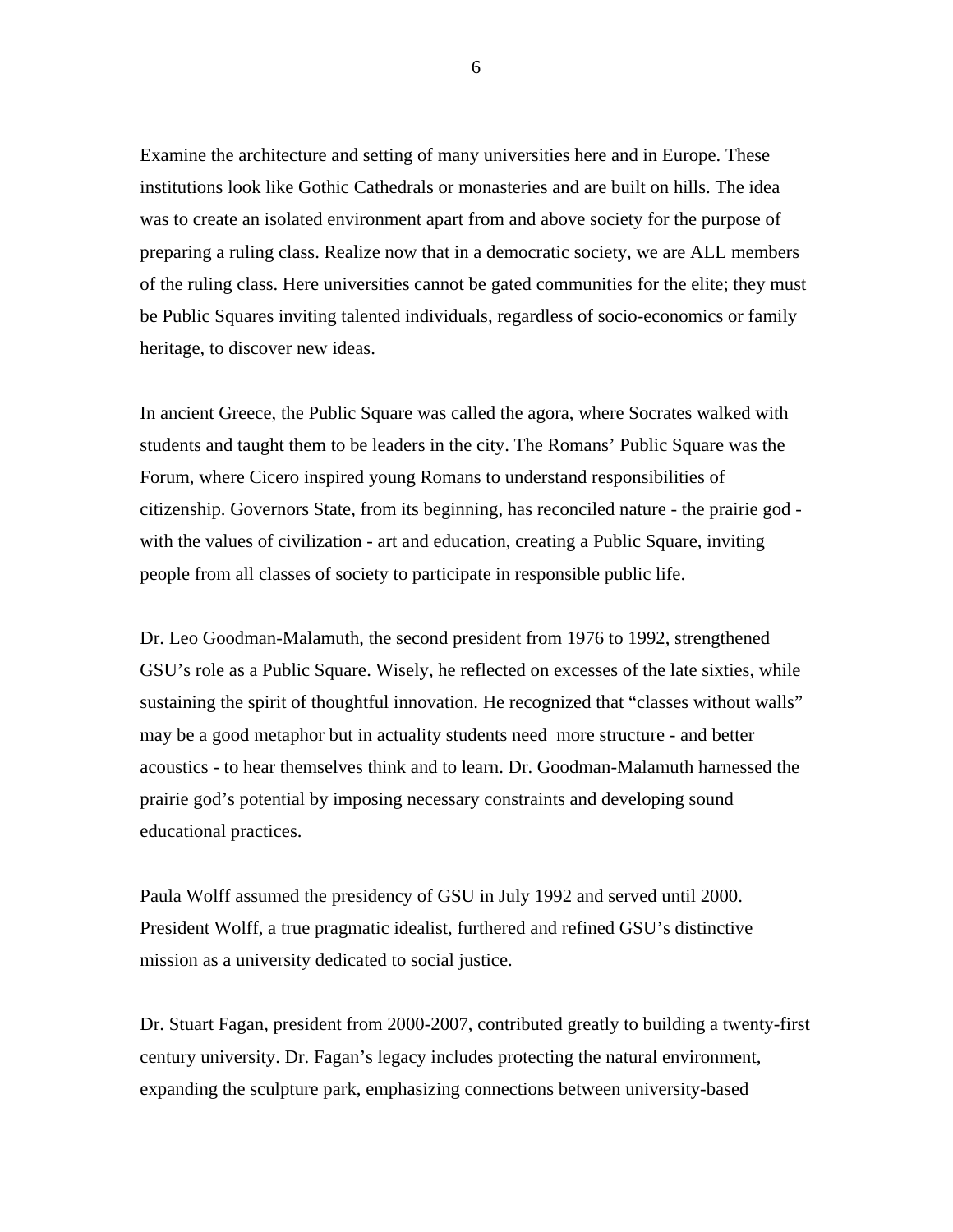Examine the architecture and setting of many universities here and in Europe. These institutions look like Gothic Cathedrals or monasteries and are built on hills. The idea was to create an isolated environment apart from and above society for the purpose of preparing a ruling class. Realize now that in a democratic society, we are ALL members of the ruling class. Here universities cannot be gated communities for the elite; they must be Public Squares inviting talented individuals, regardless of socio-economics or family heritage, to discover new ideas.

In ancient Greece, the Public Square was called the agora, where Socrates walked with students and taught them to be leaders in the city. The Romans' Public Square was the Forum, where Cicero inspired young Romans to understand responsibilities of citizenship. Governors State, from its beginning, has reconciled nature - the prairie god - with the values of civilization - art and education, creating a Public Square, inviting people from all classes of society to participate in responsible public life.

Dr. Leo Goodman-Malamuth, the second president from 1976 to 1992, strengthened GSU's role as a Public Square. Wisely, he reflected on excesses of the late sixties, while sustaining the spirit of thoughtful innovation. He recognized that "classes without walls" may be a good metaphor but in actuality students need more structure - and better acoustics - to hear themselves think and to learn. Dr. Goodman-Malamuth harnessed the prairie god's potential by imposing necessary constraints and developing sound educational practices.

Paula Wolff assumed the presidency of GSU in July 1992 and served until 2000. President Wolff, a true pragmatic idealist, furthered and refined GSU's distinctive mission as a university dedicated to social justice.

Dr. Stuart Fagan, president from 2000-2007, contributed greatly to building a twenty-first century university. Dr. Fagan's legacy includes protecting the natural environment, expanding the sculpture park, emphasizing connections between university-based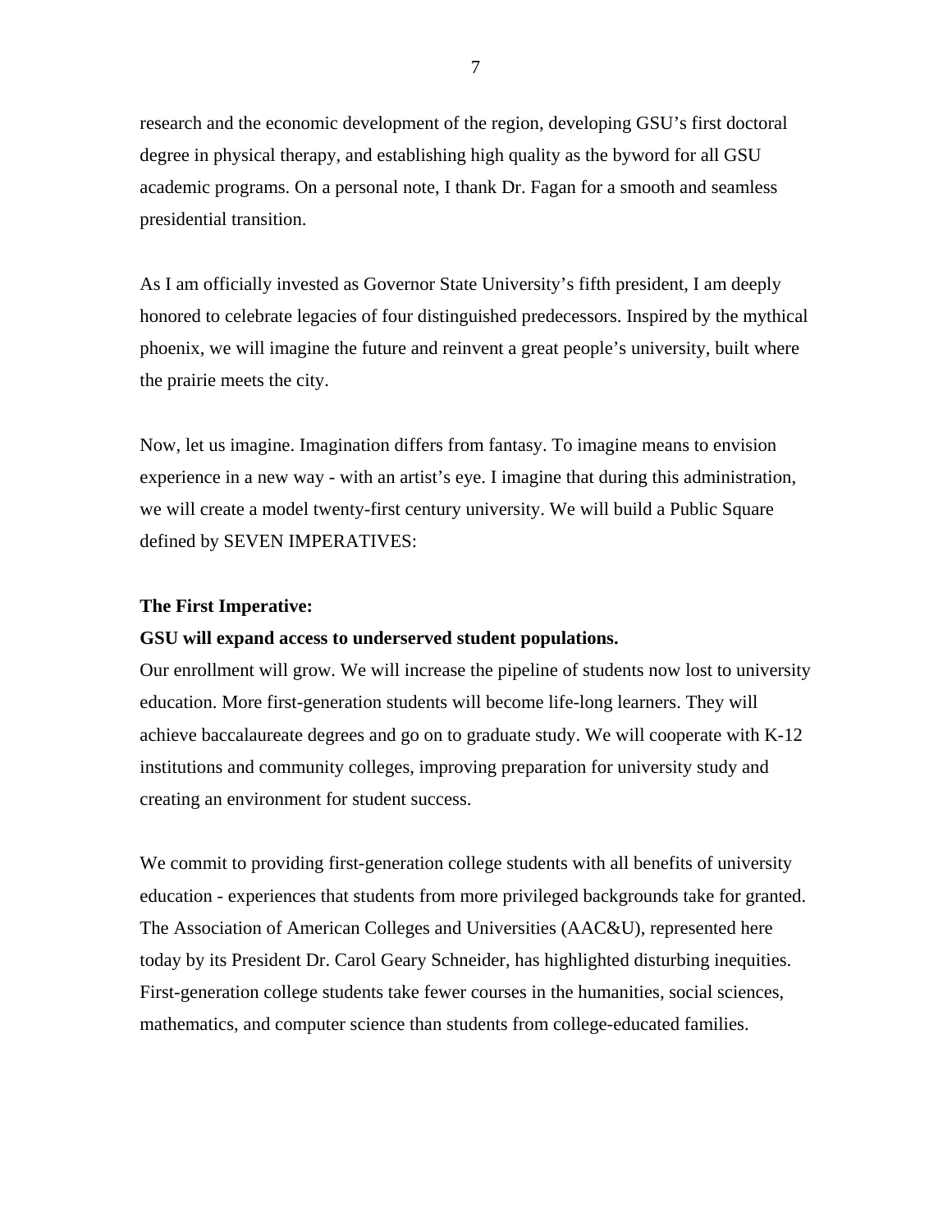research and the economic development of the region, developing GSU's first doctoral degree in physical therapy, and establishing high quality as the byword for all GSU academic programs. On a personal note, I thank Dr. Fagan for a smooth and seamless presidential transition.

As I am officially invested as Governor State University's fifth president, I am deeply honored to celebrate legacies of four distinguished predecessors. Inspired by the mythical phoenix, we will imagine the future and reinvent a great people's university, built where the prairie meets the city.

Now, let us imagine. Imagination differs from fantasy. To imagine means to envision experience in a new way - with an artist's eye. I imagine that during this administration, we will create a model twenty-first century university. We will build a Public Square defined by SEVEN IMPERATIVES:

**The First Imperative:**

**GSU will expand access to underserved student populations.**

Our enrollment will grow. We will increase the pipeline of students now lost to university education. More first-generation students will become life-long learners. They will achieve baccalaureate degrees and go on to graduate study. We will cooperate with K-12 institutions and community colleges, improving preparation for university study and creating an environment for student success.

We commit to providing first-generation college students with all benefits of university education - experiences that students from more privileged backgrounds take for granted. The Association of American Colleges and Universities (AAC&U), represented here today by its President Dr. Carol Geary Schneider, has highlighted disturbing inequities. First-generation college students take fewer courses in the humanities, social sciences, mathematics, and computer science than students from college-educated families.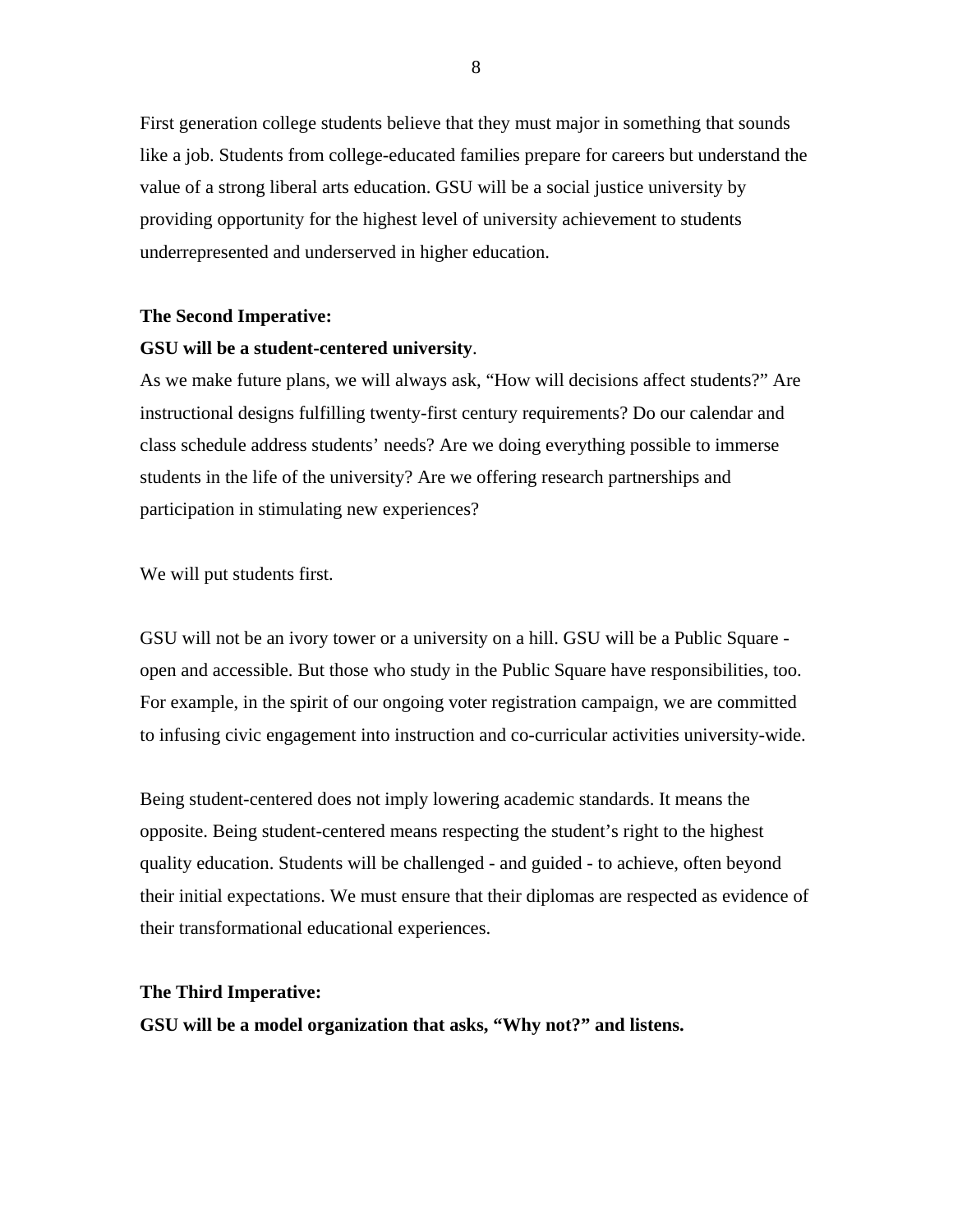First generation college students believe that they must major in something that sounds like a job. Students from college-educated families prepare for careers but understand the value of a strong liberal arts education. GSU will be a social justice university by providing opportunity for the highest level of university achievement to students underrepresented and underserved in higher education.

**The Second Imperative:**

**GSU will be a student-centered university**.

As we make future plans, we will always ask, “How will decisions affect students?” Are instructional designs fulfilling twenty-first century requirements? Do our calendar and class schedule address students’ needs? Are we doing everything possible to immerse students in the life of the university? Are we offering research partnerships and participation in stimulating new experiences?

We will put students first.

GSU will not be an ivory tower or a university on a hill. GSU will be a Public Square - open and accessible. But those who study in the Public Square have responsibilities, too. For example, in the spirit of our ongoing voter registration campaign, we are committed to infusing civic engagement into instruction and co-curricular activities university-wide.

Being student-centered does not imply lowering academic standards. It means the opposite. Being student-centered means respecting the student’s right to the highest quality education. Students will be challenged - and guided - to achieve, often beyond their initial expectations. We must ensure that their diplomas are respected as evidence of their transformational educational experiences.

**The Third Imperative:**

**GSU will be a model organization that asks, “Why not?” and listens.**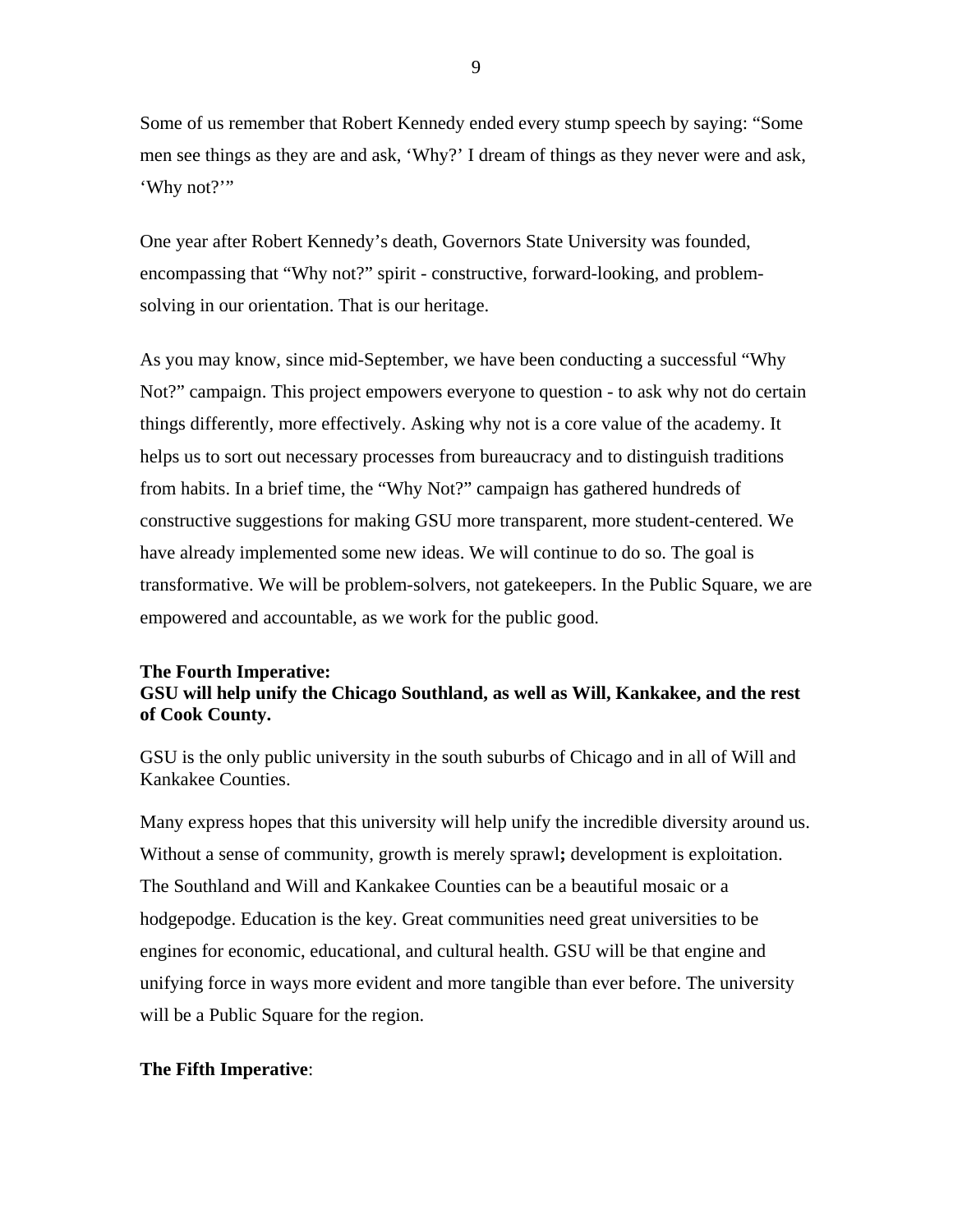Some of us remember that Robert Kennedy ended every stump speech by saying: “Some men see things as they are and ask, ‘Why?’ I dream of things as they never were and ask, ‘Why not?’”

One year after Robert Kennedy’s death, Governors State University was founded, encompassing that “Why not?” spirit - constructive, forward-looking, and problem-solving in our orientation. That is our heritage.

As you may know, since mid-September, we have been conducting a successful “Why Not?” campaign. This project empowers everyone to question - to ask why not do certain things differently, more effectively. Asking why not is a core value of the academy. It helps us to sort out necessary processes from bureaucracy and to distinguish traditions from habits. In a brief time, the “Why Not?” campaign has gathered hundreds of constructive suggestions for making GSU more transparent, more student-centered. We have already implemented some new ideas. We will continue to do so. The goal is transformative. We will be problem-solvers, not gatekeepers. In the Public Square, we are empowered and accountable, as we work for the public good.

**The Fourth Imperative:**
**GSU will help unify the Chicago Southland, as well as Will, Kankakee, and the rest of Cook County.**

GSU is the only public university in the south suburbs of Chicago and in all of Will and Kankakee Counties.

Many express hopes that this university will help unify the incredible diversity around us. Without a sense of community, growth is merely sprawl**;** development is exploitation. The Southland and Will and Kankakee Counties can be a beautiful mosaic or a hodgepodge. Education is the key. Great communities need great universities to be engines for economic, educational, and cultural health. GSU will be that engine and unifying force in ways more evident and more tangible than ever before. The university will be a Public Square for the region.

**The Fifth Imperative**: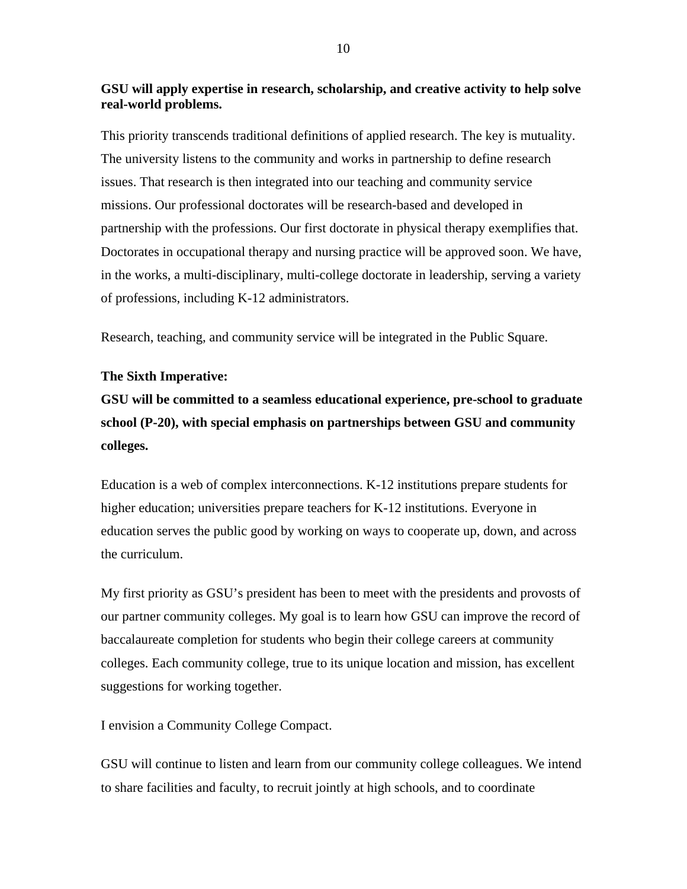**GSU will apply expertise in research, scholarship, and creative activity to help solve real-world problems.**

This priority transcends traditional definitions of applied research. The key is mutuality. The university listens to the community and works in partnership to define research issues. That research is then integrated into our teaching and community service missions. Our professional doctorates will be research-based and developed in partnership with the professions. Our first doctorate in physical therapy exemplifies that. Doctorates in occupational therapy and nursing practice will be approved soon. We have, in the works, a multi-disciplinary, multi-college doctorate in leadership, serving a variety of professions, including K-12 administrators.

Research, teaching, and community service will be integrated in the Public Square.

**The Sixth Imperative:**

**GSU will be committed to a seamless educational experience, pre-school to graduate school (P-20), with special emphasis on partnerships between GSU and community colleges.**

Education is a web of complex interconnections. K-12 institutions prepare students for higher education; universities prepare teachers for K-12 institutions. Everyone in education serves the public good by working on ways to cooperate up, down, and across the curriculum.

My first priority as GSU's president has been to meet with the presidents and provosts of our partner community colleges. My goal is to learn how GSU can improve the record of baccalaureate completion for students who begin their college careers at community colleges. Each community college, true to its unique location and mission, has excellent suggestions for working together.

I envision a Community College Compact.

GSU will continue to listen and learn from our community college colleagues. We intend to share facilities and faculty, to recruit jointly at high schools, and to coordinate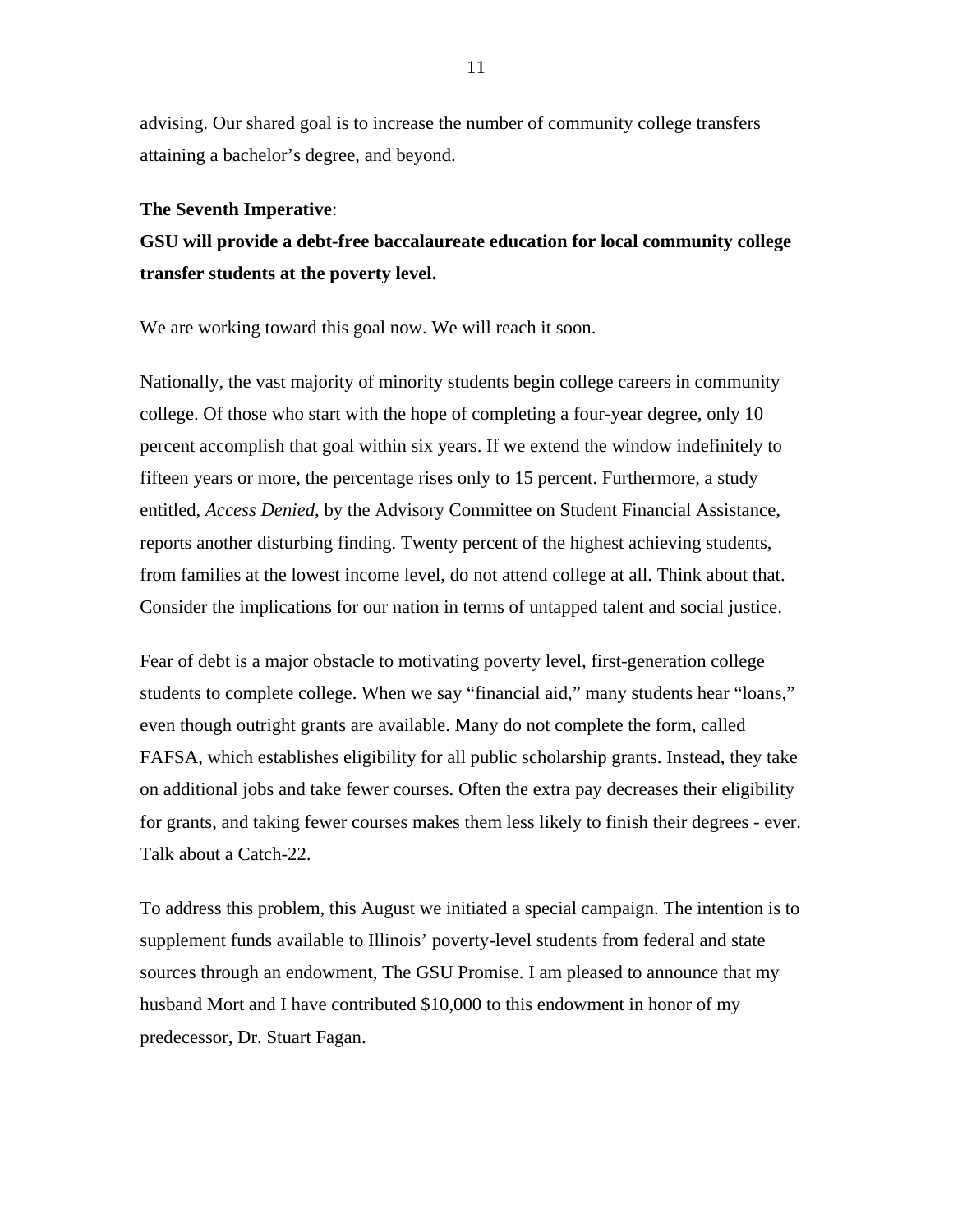advising. Our shared goal is to increase the number of community college transfers attaining a bachelor's degree, and beyond.

**The Seventh Imperative**:

**GSU will provide a debt-free baccalaureate education for local community college transfer students at the poverty level.**

We are working toward this goal now. We will reach it soon.

Nationally, the vast majority of minority students begin college careers in community college. Of those who start with the hope of completing a four-year degree, only 10 percent accomplish that goal within six years. If we extend the window indefinitely to fifteen years or more, the percentage rises only to 15 percent. Furthermore, a study entitled, *Access Denied*, by the Advisory Committee on Student Financial Assistance, reports another disturbing finding. Twenty percent of the highest achieving students, from families at the lowest income level, do not attend college at all. Think about that. Consider the implications for our nation in terms of untapped talent and social justice.

Fear of debt is a major obstacle to motivating poverty level, first-generation college students to complete college. When we say "financial aid," many students hear "loans," even though outright grants are available. Many do not complete the form, called FAFSA, which establishes eligibility for all public scholarship grants. Instead, they take on additional jobs and take fewer courses. Often the extra pay decreases their eligibility for grants, and taking fewer courses makes them less likely to finish their degrees - ever. Talk about a Catch-22.

To address this problem, this August we initiated a special campaign. The intention is to supplement funds available to Illinois' poverty-level students from federal and state sources through an endowment, The GSU Promise. I am pleased to announce that my husband Mort and I have contributed $10,000 to this endowment in honor of my predecessor, Dr. Stuart Fagan.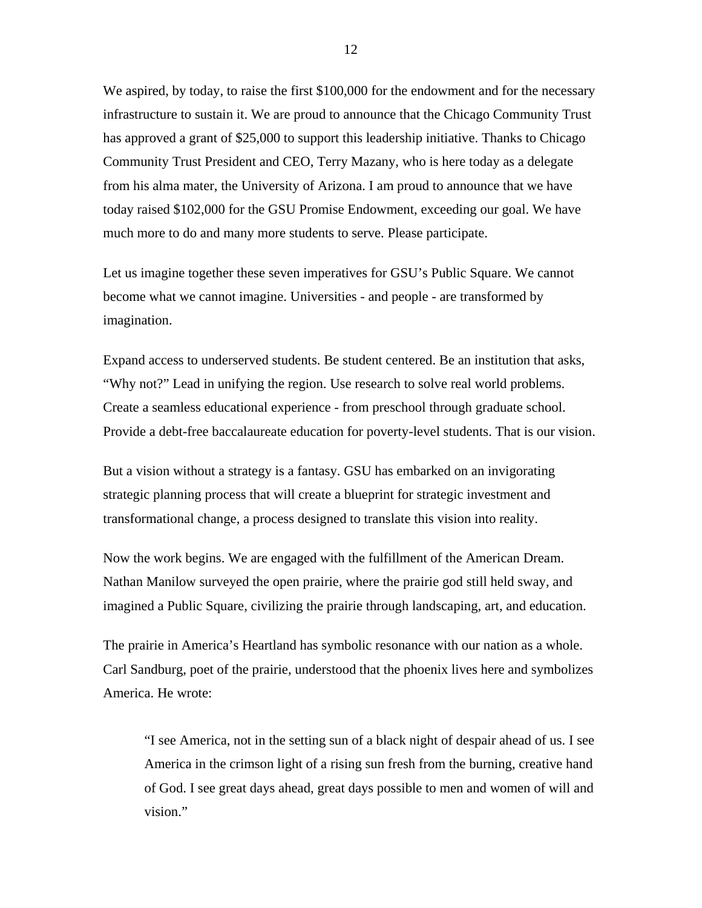We aspired, by today, to raise the first $100,000 for the endowment and for the necessary infrastructure to sustain it. We are proud to announce that the Chicago Community Trust has approved a grant of $25,000 to support this leadership initiative. Thanks to Chicago Community Trust President and CEO, Terry Mazany, who is here today as a delegate from his alma mater, the University of Arizona. I am proud to announce that we have today raised $102,000 for the GSU Promise Endowment, exceeding our goal. We have much more to do and many more students to serve. Please participate.

Let us imagine together these seven imperatives for GSU's Public Square. We cannot become what we cannot imagine. Universities - and people - are transformed by imagination.

Expand access to underserved students. Be student centered. Be an institution that asks, "Why not?" Lead in unifying the region. Use research to solve real world problems. Create a seamless educational experience - from preschool through graduate school. Provide a debt-free baccalaureate education for poverty-level students. That is our vision.

But a vision without a strategy is a fantasy. GSU has embarked on an invigorating strategic planning process that will create a blueprint for strategic investment and transformational change, a process designed to translate this vision into reality.

Now the work begins. We are engaged with the fulfillment of the American Dream. Nathan Manilow surveyed the open prairie, where the prairie god still held sway, and imagined a Public Square, civilizing the prairie through landscaping, art, and education.

The prairie in America's Heartland has symbolic resonance with our nation as a whole. Carl Sandburg, poet of the prairie, understood that the phoenix lives here and symbolizes America. He wrote:

> "I see America, not in the setting sun of a black night of despair ahead of us. I see America in the crimson light of a rising sun fresh from the burning, creative hand of God. I see great days ahead, great days possible to men and women of will and vision."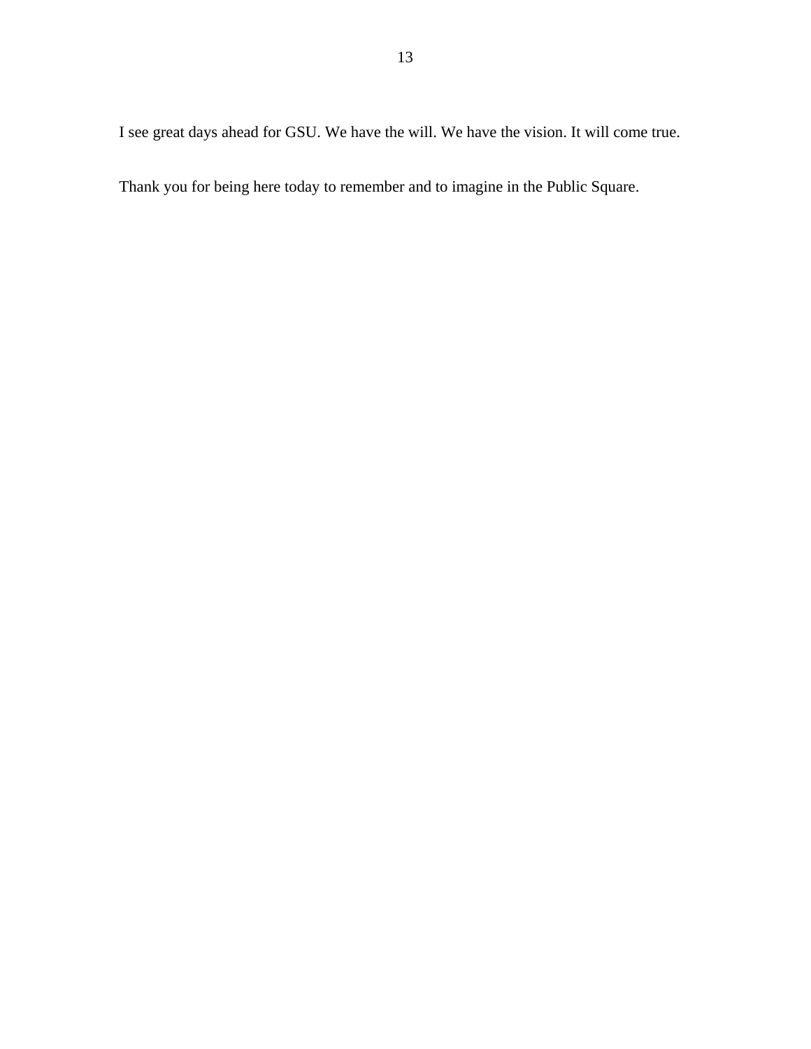I see great days ahead for GSU. We have the will. We have the vision. It will come true.

Thank you for being here today to remember and to imagine in the Public Square.